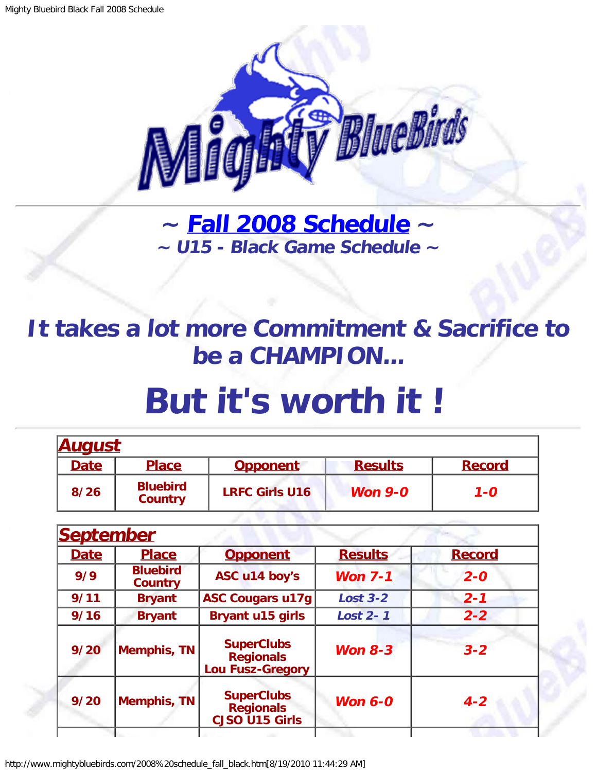# ~ [Fall 2008 Schedule](#) ~

### ~ U15 - Black Game Schedule ~

## *It takes a lot more Commitment & Sacrifice to be a CHAMPION...*

# But it's worth it !

| **August** | | | | |
|---|---|---|---|---|
| **Date** | **Place** | **Opponent** | **Results** | **Record** |
| 8/26 | Bluebird Country | LRFC Girls U16 | *Won 9-0* | *1-0* |

| **September** | | | | |
|---|---|---|---|---|
| **Date** | **Place** | **Opponent** | **Results** | **Record** |
| 9/9 | Bluebird Country | ASC u14 boy's | *Won 7-1* | *2-0* |
| 9/11 | Bryant | ASC Cougars u17g | *Lost 3-2* | *2-1* |
| 9/16 | Bryant | Bryant u15 girls | *Lost 2- 1* | *2-2* |
| 9/20 | Memphis, TN | SuperClubs Regionals Lou Fusz-Gregory | *Won 8-3* | *3-2* |
| 9/20 | Memphis, TN | SuperClubs Regionals CJSO U15 Girls | *Won 6-0* | *4-2* |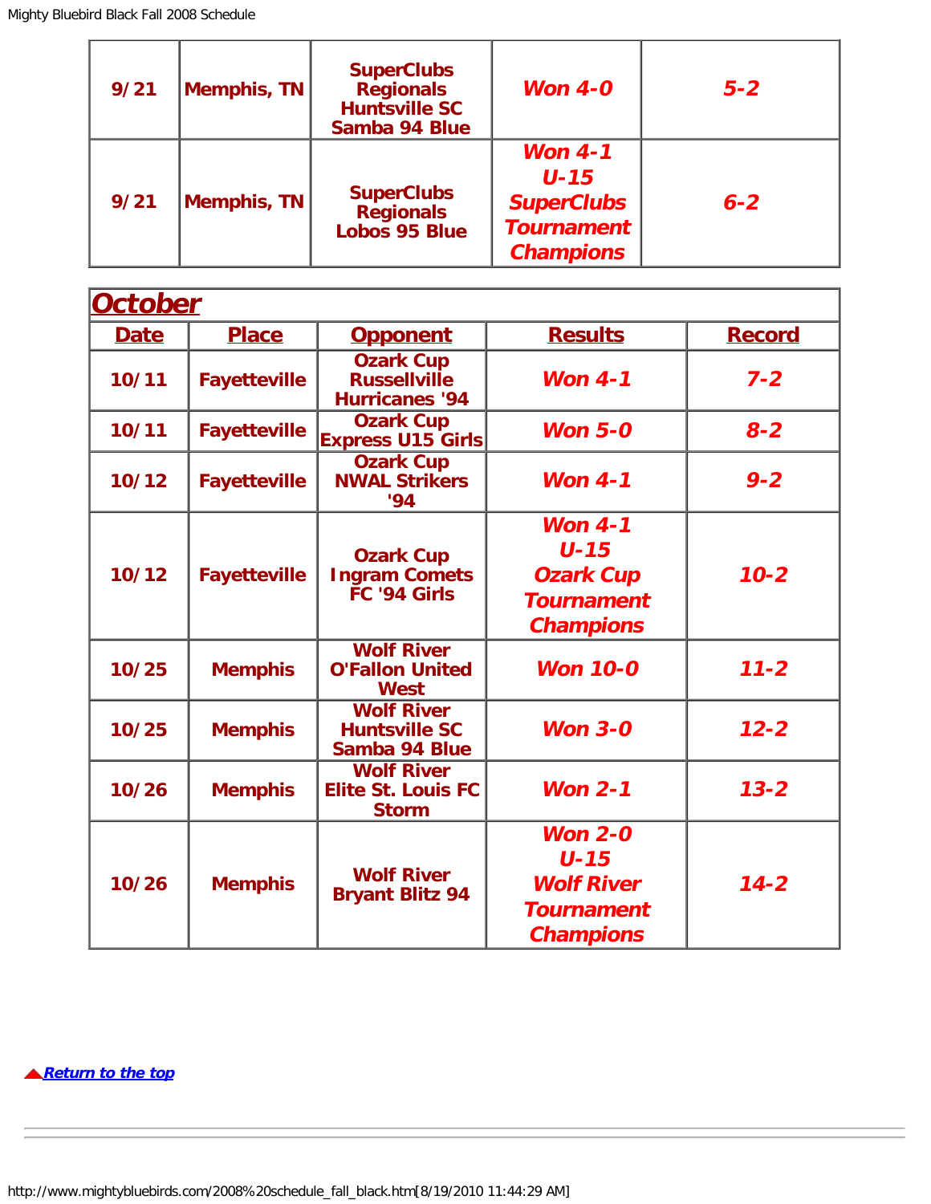| 9/21 | Memphis, TN | SuperClubs Regionals Huntsville SC Samba 94 Blue | *Won 4-0* | *5-2* |
|---|---|---|---|---|
| 9/21 | Memphis, TN | SuperClubs Regionals Lobos 95 Blue | *Won 4-1 U-15 SuperClubs Tournament Champions* | *6-2* |

## *October*

| Date | Place | Opponent | Results | Record |
|---|---|---|---|---|
| 10/11 | Fayetteville | Ozark Cup Russellville Hurricanes '94 | *Won 4-1* | *7-2* |
| 10/11 | Fayetteville | Ozark Cup Express U15 Girls | *Won 5-0* | *8-2* |
| 10/12 | Fayetteville | Ozark Cup NWAL Strikers '94 | *Won 4-1* | *9-2* |
| 10/12 | Fayetteville | Ozark Cup Ingram Comets FC '94 Girls | *Won 4-1 U-15 Ozark Cup Tournament Champions* | *10-2* |
| 10/25 | Memphis | Wolf River O'Fallon United West | *Won 10-0* | *11-2* |
| 10/25 | Memphis | Wolf River Huntsville SC Samba 94 Blue | *Won 3-0* | *12-2* |
| 10/26 | Memphis | Wolf River Elite St. Louis FC Storm | *Won 2-1* | *13-2* |
| 10/26 | Memphis | Wolf River Bryant Blitz 94 | *Won 2-0 U-15 Wolf River Tournament Champions* | *14-2* |

[Return to the top](#)